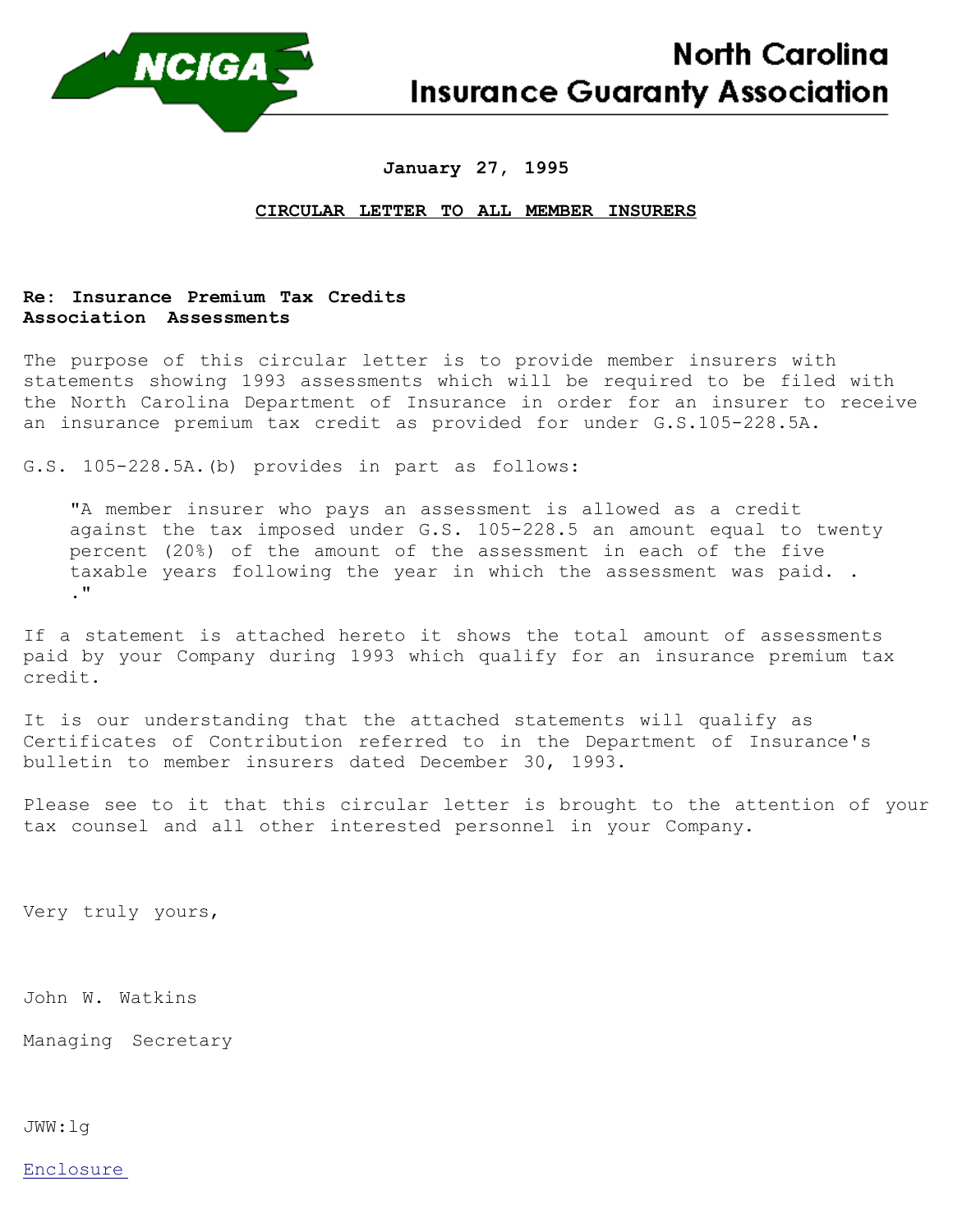# North Carolina Insurance Guaranty Association

**January 27, 1995**

**CIRCULAR LETTER TO ALL MEMBER INSURERS**

**Re: Insurance Premium Tax Credits**
**Association Assessments**

The purpose of this circular letter is to provide member insurers with statements showing 1993 assessments which will be required to be filed with the North Carolina Department of Insurance in order for an insurer to receive an insurance premium tax credit as provided for under G.S.105-228.5A.

G.S. 105-228.5A.(b) provides in part as follows:

> "A member insurer who pays an assessment is allowed as a credit against the tax imposed under G.S. 105-228.5 an amount equal to twenty percent (20%) of the amount of the assessment in each of the five taxable years following the year in which the assessment was paid. . ."

If a statement is attached hereto it shows the total amount of assessments paid by your Company during 1993 which qualify for an insurance premium tax credit.

It is our understanding that the attached statements will qualify as Certificates of Contribution referred to in the Department of Insurance's bulletin to member insurers dated December 30, 1993.

Please see to it that this circular letter is brought to the attention of your tax counsel and all other interested personnel in your Company.

Very truly yours,

John W. Watkins

Managing Secretary

JWW:lg

Enclosure